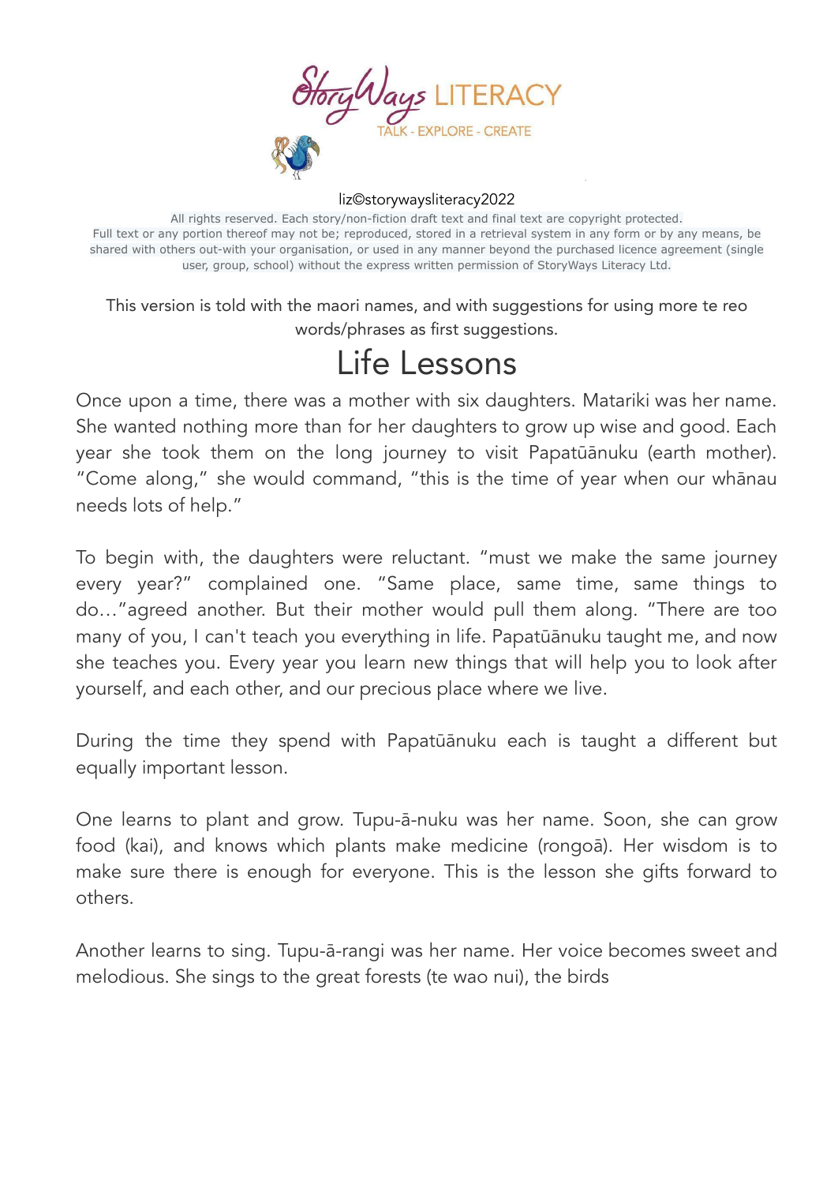StoryWays LITERACY

TALK - EXPLORE - CREATE

liz©storywaysliteracy2022

All rights reserved. Each story/non-fiction draft text and final text are copyright protected. Full text or any portion thereof may not be; reproduced, stored in a retrieval system in any form or by any means, be shared with others out-with your organisation, or used in any manner beyond the purchased licence agreement (single user, group, school) without the express written permission of StoryWays Literacy Ltd.

This version is told with the maori names, and with suggestions for using more te reo words/phrases as first suggestions.

# Life Lessons

Once upon a time, there was a mother with six daughters. Matariki was her name. She wanted nothing more than for her daughters to grow up wise and good. Each year she took them on the long journey to visit Papatūānuku (earth mother). "Come along," she would command, "this is the time of year when our whānau needs lots of help."

To begin with, the daughters were reluctant. "must we make the same journey every year?" complained one. "Same place, same time, same things to do…"agreed another. But their mother would pull them along. "There are too many of you, I can't teach you everything in life. Papatūānuku taught me, and now she teaches you. Every year you learn new things that will help you to look after yourself, and each other, and our precious place where we live.

During the time they spend with Papatūānuku each is taught a different but equally important lesson.

One learns to plant and grow. Tupu-ā-nuku was her name. Soon, she can grow food (kai), and knows which plants make medicine (rongoā). Her wisdom is to make sure there is enough for everyone. This is the lesson she gifts forward to others.

Another learns to sing. Tupu-ā-rangi was her name. Her voice becomes sweet and melodious. She sings to the great forests (te wao nui), the birds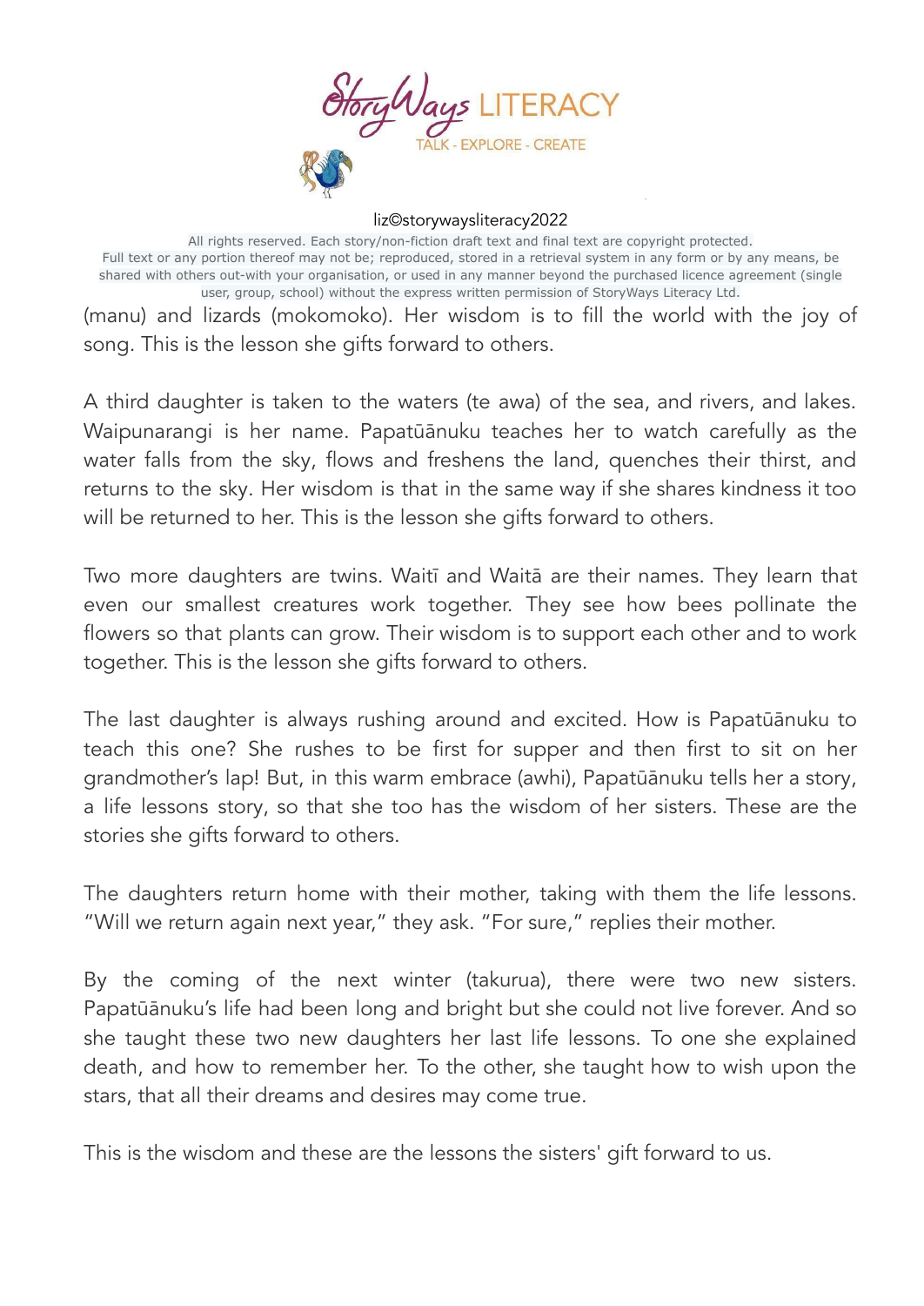(manu) and lizards (mokomoko). Her wisdom is to fill the world with the joy of song. This is the lesson she gifts forward to others.

A third daughter is taken to the waters (te awa) of the sea, and rivers, and lakes. Waipunarangi is her name. Papatūānuku teaches her to watch carefully as the water falls from the sky, flows and freshens the land, quenches their thirst, and returns to the sky. Her wisdom is that in the same way if she shares kindness it too will be returned to her. This is the lesson she gifts forward to others.

Two more daughters are twins. Waitī and Waitā are their names. They learn that even our smallest creatures work together. They see how bees pollinate the flowers so that plants can grow. Their wisdom is to support each other and to work together. This is the lesson she gifts forward to others.

The last daughter is always rushing around and excited. How is Papatūānuku to teach this one? She rushes to be first for supper and then first to sit on her grandmother's lap! But, in this warm embrace (awhi), Papatūānuku tells her a story, a life lessons story, so that she too has the wisdom of her sisters. These are the stories she gifts forward to others.

The daughters return home with their mother, taking with them the life lessons. "Will we return again next year," they ask. "For sure," replies their mother.

By the coming of the next winter (takurua), there were two new sisters. Papatūānuku's life had been long and bright but she could not live forever. And so she taught these two new daughters her last life lessons. To one she explained death, and how to remember her. To the other, she taught how to wish upon the stars, that all their dreams and desires may come true.

This is the wisdom and these are the lessons the sisters' gift forward to us.